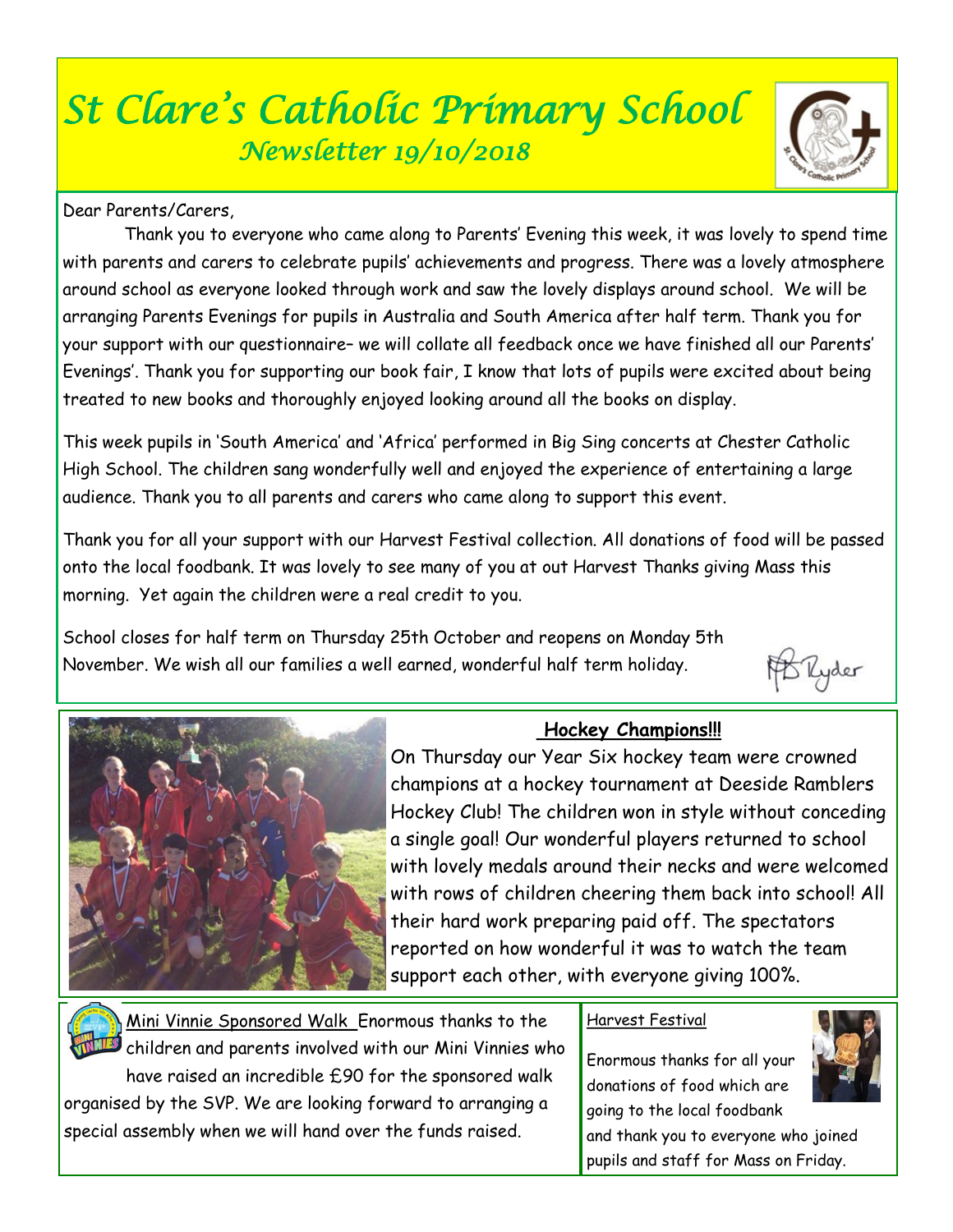# St Clare's Catholic Primary School

## Newsletter 19/10/2018

Dear Parents/Carers,

Thank you to everyone who came along to Parents' Evening this week, it was lovely to spend time with parents and carers to celebrate pupils' achievements and progress. There was a lovely atmosphere around school as everyone looked through work and saw the lovely displays around school. We will be arranging Parents Evenings for pupils in Australia and South America after half term. Thank you for your support with our questionnaire– we will collate all feedback once we have finished all our Parents' Evenings'. Thank you for supporting our book fair, I know that lots of pupils were excited about being treated to new books and thoroughly enjoyed looking around all the books on display.

This week pupils in 'South America' and 'Africa' performed in Big Sing concerts at Chester Catholic High School. The children sang wonderfully well and enjoyed the experience of entertaining a large audience. Thank you to all parents and carers who came along to support this event.

Thank you for all your support with our Harvest Festival collection. All donations of food will be passed onto the local foodbank. It was lovely to see many of you at out Harvest Thanks giving Mass this morning. Yet again the children were a real credit to you.

School closes for half term on Thursday 25th October and reopens on Monday 5th November. We wish all our families a well earned, wonderful half term holiday.

Ryder

### Hockey Champions!!!

On Thursday our Year Six hockey team were crowned champions at a hockey tournament at Deeside Ramblers Hockey Club! The children won in style without conceding a single goal! Our wonderful players returned to school with lovely medals around their necks and were welcomed with rows of children cheering them back into school! All their hard work preparing paid off. The spectators reported on how wonderful it was to watch the team support each other, with everyone giving 100%.

**Mini Vinnie Sponsored Walk** Enormous thanks to the children and parents involved with our Mini Vinnies who have raised an incredible £90 for the sponsored walk organised by the SVP. We are looking forward to arranging a special assembly when we will hand over the funds raised.

**Harvest Festival**

Enormous thanks for all your donations of food which are going to the local foodbank and thank you to everyone who joined pupils and staff for Mass on Friday.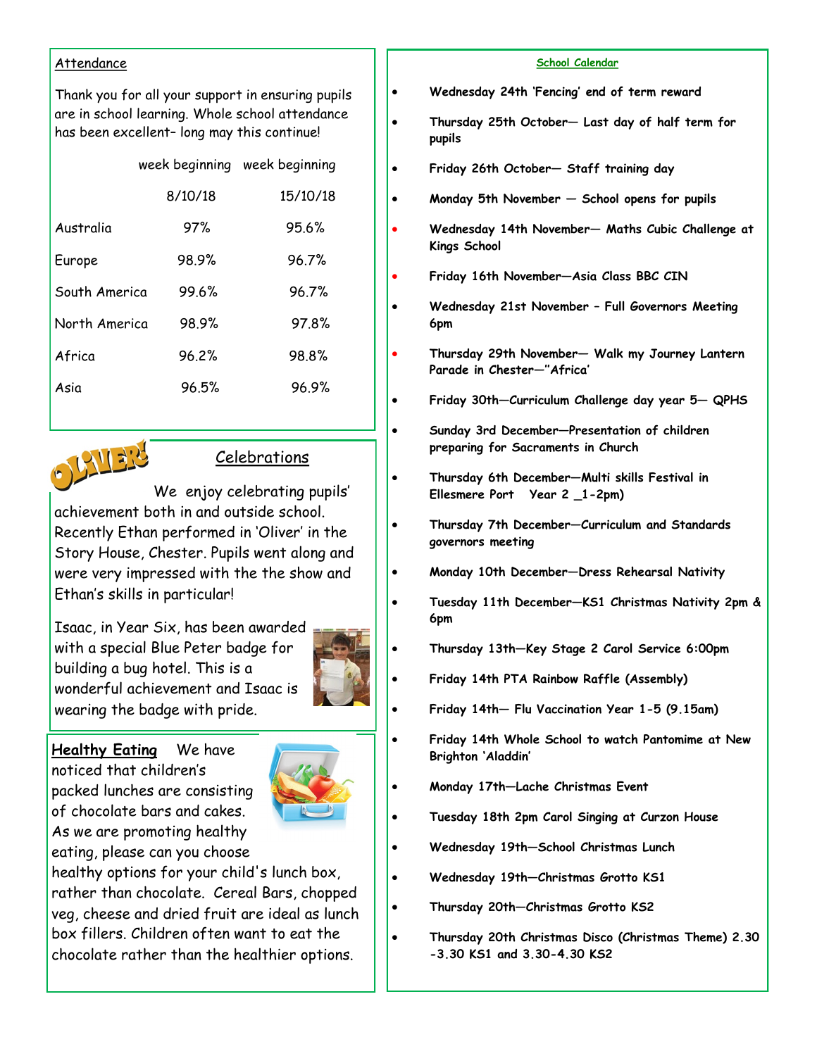## Attendance

Thank you for all your support in ensuring pupils are in school learning. Whole school attendance has been excellent– long may this continue!

| | week beginning 8/10/18 | week beginning 15/10/18 |
|---|---|---|
| Australia | 97% | 95.6% |
| Europe | 98.9% | 96.7% |
| South America | 99.6% | 96.7% |
| North America | 98.9% | 97.8% |
| Africa | 96.2% | 98.8% |
| Asia | 96.5% | 96.9% |

## Celebrations

We enjoy celebrating pupils' achievement both in and outside school. Recently Ethan performed in 'Oliver' in the Story House, Chester. Pupils went along and were very impressed with the the show and Ethan's skills in particular!

Isaac, in Year Six, has been awarded with a special Blue Peter badge for building a bug hotel. This is a wonderful achievement and Isaac is wearing the badge with pride.

**Healthy Eating** We have noticed that children's packed lunches are consisting of chocolate bars and cakes. As we are promoting healthy eating, please can you choose healthy options for your child's lunch box, rather than chocolate. Cereal Bars, chopped veg, cheese and dried fruit are ideal as lunch box fillers. Children often want to eat the chocolate rather than the healthier options.

## School Calendar

- **Wednesday 24th 'Fencing' end of term reward**
- **Thursday 25th October— Last day of half term for pupils**
- **Friday 26th October— Staff training day**
- **Monday 5th November — School opens for pupils**
- **Wednesday 14th November— Maths Cubic Challenge at Kings School**
- **Friday 16th November—Asia Class BBC CIN**
- **Wednesday 21st November – Full Governors Meeting 6pm**
- **Thursday 29th November— Walk my Journey Lantern Parade in Chester—"Africa'**
- **Friday 30th—Curriculum Challenge day year 5— QPHS**
- **Sunday 3rd December—Presentation of children preparing for Sacraments in Church**
- **Thursday 6th December—Multi skills Festival in Ellesmere Port Year 2 _1-2pm)**
- **Thursday 7th December—Curriculum and Standards governors meeting**
- **Monday 10th December—Dress Rehearsal Nativity**
- **Tuesday 11th December—KS1 Christmas Nativity 2pm & 6pm**
- **Thursday 13th—Key Stage 2 Carol Service 6:00pm**
- **Friday 14th PTA Rainbow Raffle (Assembly)**
- **Friday 14th— Flu Vaccination Year 1-5 (9.15am)**
- **Friday 14th Whole School to watch Pantomime at New Brighton 'Aladdin'**
- **Monday 17th—Lache Christmas Event**
- **Tuesday 18th 2pm Carol Singing at Curzon House**
- **Wednesday 19th—School Christmas Lunch**
- **Wednesday 19th—Christmas Grotto KS1**
- **Thursday 20th—Christmas Grotto KS2**
- **Thursday 20th Christmas Disco (Christmas Theme) 2.30 -3.30 KS1 and 3.30-4.30 KS2**